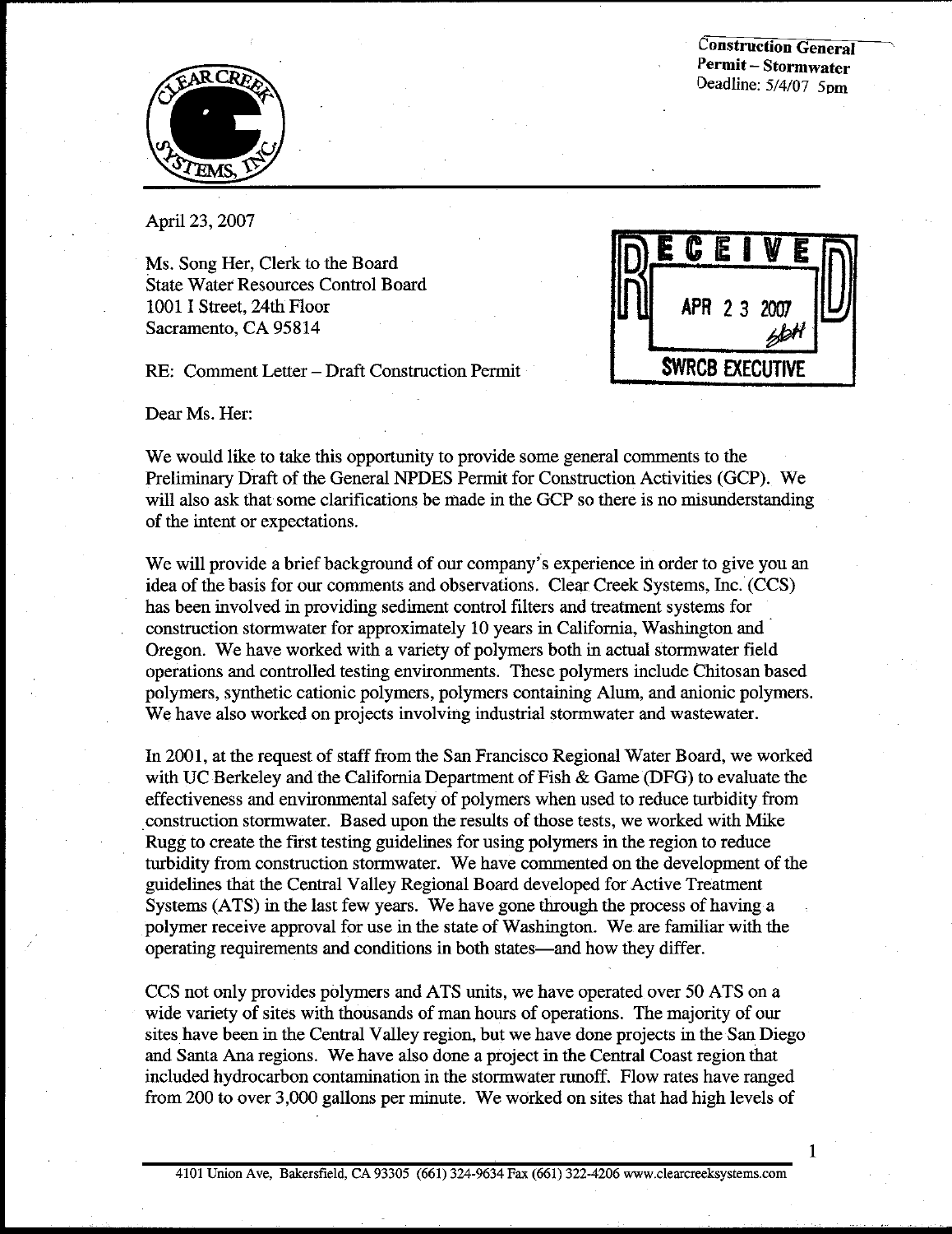Construction General Permit – Stormwater
Deadline: 5/4/07 5pm

RECEIVED
APR 23 2007
SWRCB EXECUTIVE

April 23, 2007

Ms. Song Her, Clerk to the Board
State Water Resources Control Board
1001 I Street, 24th Floor
Sacramento, CA 95814

RE: Comment Letter – Draft Construction Permit

Dear Ms. Her:

We would like to take this opportunity to provide some general comments to the Preliminary Draft of the General NPDES Permit for Construction Activities (GCP). We will also ask that some clarifications be made in the GCP so there is no misunderstanding of the intent or expectations.

We will provide a brief background of our company's experience in order to give you an idea of the basis for our comments and observations. Clear Creek Systems, Inc. (CCS) has been involved in providing sediment control filters and treatment systems for construction stormwater for approximately 10 years in California, Washington and Oregon. We have worked with a variety of polymers both in actual stormwater field operations and controlled testing environments. These polymers include Chitosan based polymers, synthetic cationic polymers, polymers containing Alum, and anionic polymers. We have also worked on projects involving industrial stormwater and wastewater.

In 2001, at the request of staff from the San Francisco Regional Water Board, we worked with UC Berkeley and the California Department of Fish & Game (DFG) to evaluate the effectiveness and environmental safety of polymers when used to reduce turbidity from construction stormwater. Based upon the results of those tests, we worked with Mike Rugg to create the first testing guidelines for using polymers in the region to reduce turbidity from construction stormwater. We have commented on the development of the guidelines that the Central Valley Regional Board developed for Active Treatment Systems (ATS) in the last few years. We have gone through the process of having a polymer receive approval for use in the state of Washington. We are familiar with the operating requirements and conditions in both states—and how they differ.

CCS not only provides polymers and ATS units, we have operated over 50 ATS on a wide variety of sites with thousands of man hours of operations. The majority of our sites have been in the Central Valley region, but we have done projects in the San Diego and Santa Ana regions. We have also done a project in the Central Coast region that included hydrocarbon contamination in the stormwater runoff. Flow rates have ranged from 200 to over 3,000 gallons per minute. We worked on sites that had high levels of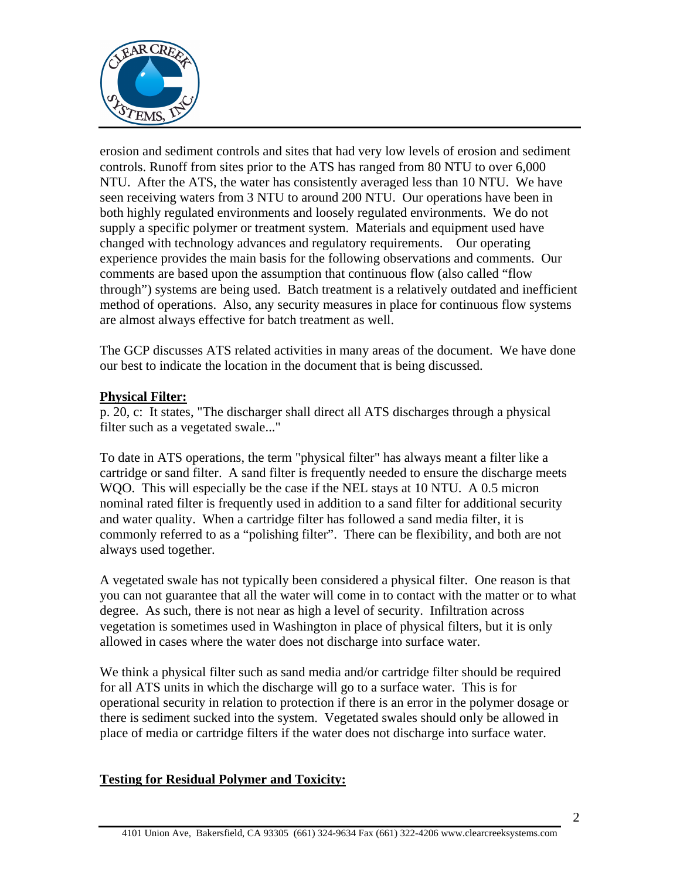erosion and sediment controls and sites that had very low levels of erosion and sediment controls. Runoff from sites prior to the ATS has ranged from 80 NTU to over 6,000 NTU. After the ATS, the water has consistently averaged less than 10 NTU. We have seen receiving waters from 3 NTU to around 200 NTU. Our operations have been in both highly regulated environments and loosely regulated environments. We do not supply a specific polymer or treatment system. Materials and equipment used have changed with technology advances and regulatory requirements. Our operating experience provides the main basis for the following observations and comments. Our comments are based upon the assumption that continuous flow (also called "flow through") systems are being used. Batch treatment is a relatively outdated and inefficient method of operations. Also, any security measures in place for continuous flow systems are almost always effective for batch treatment as well.

The GCP discusses ATS related activities in many areas of the document. We have done our best to indicate the location in the document that is being discussed.

**Physical Filter:**

p. 20, c: It states, "The discharger shall direct all ATS discharges through a physical filter such as a vegetated swale..."

To date in ATS operations, the term "physical filter" has always meant a filter like a cartridge or sand filter. A sand filter is frequently needed to ensure the discharge meets WQO. This will especially be the case if the NEL stays at 10 NTU. A 0.5 micron nominal rated filter is frequently used in addition to a sand filter for additional security and water quality. When a cartridge filter has followed a sand media filter, it is commonly referred to as a "polishing filter". There can be flexibility, and both are not always used together.

A vegetated swale has not typically been considered a physical filter. One reason is that you can not guarantee that all the water will come in to contact with the matter or to what degree. As such, there is not near as high a level of security. Infiltration across vegetation is sometimes used in Washington in place of physical filters, but it is only allowed in cases where the water does not discharge into surface water.

We think a physical filter such as sand media and/or cartridge filter should be required for all ATS units in which the discharge will go to a surface water. This is for operational security in relation to protection if there is an error in the polymer dosage or there is sediment sucked into the system. Vegetated swales should only be allowed in place of media or cartridge filters if the water does not discharge into surface water.

**Testing for Residual Polymer and Toxicity:**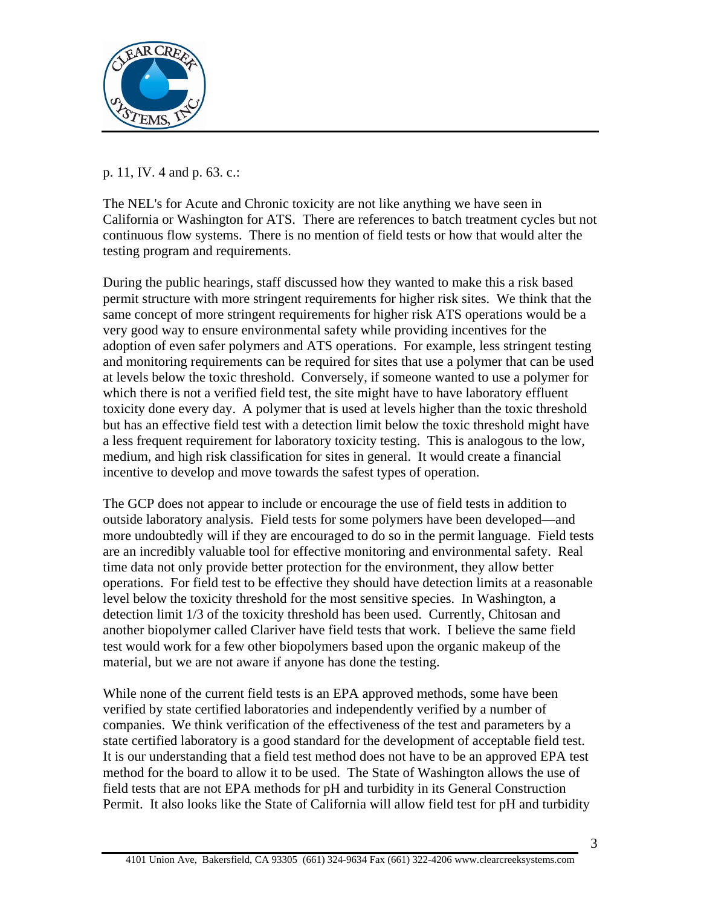p. 11, IV. 4 and p. 63. c.:

The NEL's for Acute and Chronic toxicity are not like anything we have seen in California or Washington for ATS. There are references to batch treatment cycles but not continuous flow systems. There is no mention of field tests or how that would alter the testing program and requirements.

During the public hearings, staff discussed how they wanted to make this a risk based permit structure with more stringent requirements for higher risk sites. We think that the same concept of more stringent requirements for higher risk ATS operations would be a very good way to ensure environmental safety while providing incentives for the adoption of even safer polymers and ATS operations. For example, less stringent testing and monitoring requirements can be required for sites that use a polymer that can be used at levels below the toxic threshold. Conversely, if someone wanted to use a polymer for which there is not a verified field test, the site might have to have laboratory effluent toxicity done every day. A polymer that is used at levels higher than the toxic threshold but has an effective field test with a detection limit below the toxic threshold might have a less frequent requirement for laboratory toxicity testing. This is analogous to the low, medium, and high risk classification for sites in general. It would create a financial incentive to develop and move towards the safest types of operation.

The GCP does not appear to include or encourage the use of field tests in addition to outside laboratory analysis. Field tests for some polymers have been developed—and more undoubtedly will if they are encouraged to do so in the permit language. Field tests are an incredibly valuable tool for effective monitoring and environmental safety. Real time data not only provide better protection for the environment, they allow better operations. For field test to be effective they should have detection limits at a reasonable level below the toxicity threshold for the most sensitive species. In Washington, a detection limit 1/3 of the toxicity threshold has been used. Currently, Chitosan and another biopolymer called Clariver have field tests that work. I believe the same field test would work for a few other biopolymers based upon the organic makeup of the material, but we are not aware if anyone has done the testing.

While none of the current field tests is an EPA approved methods, some have been verified by state certified laboratories and independently verified by a number of companies. We think verification of the effectiveness of the test and parameters by a state certified laboratory is a good standard for the development of acceptable field test. It is our understanding that a field test method does not have to be an approved EPA test method for the board to allow it to be used. The State of Washington allows the use of field tests that are not EPA methods for pH and turbidity in its General Construction Permit. It also looks like the State of California will allow field test for pH and turbidity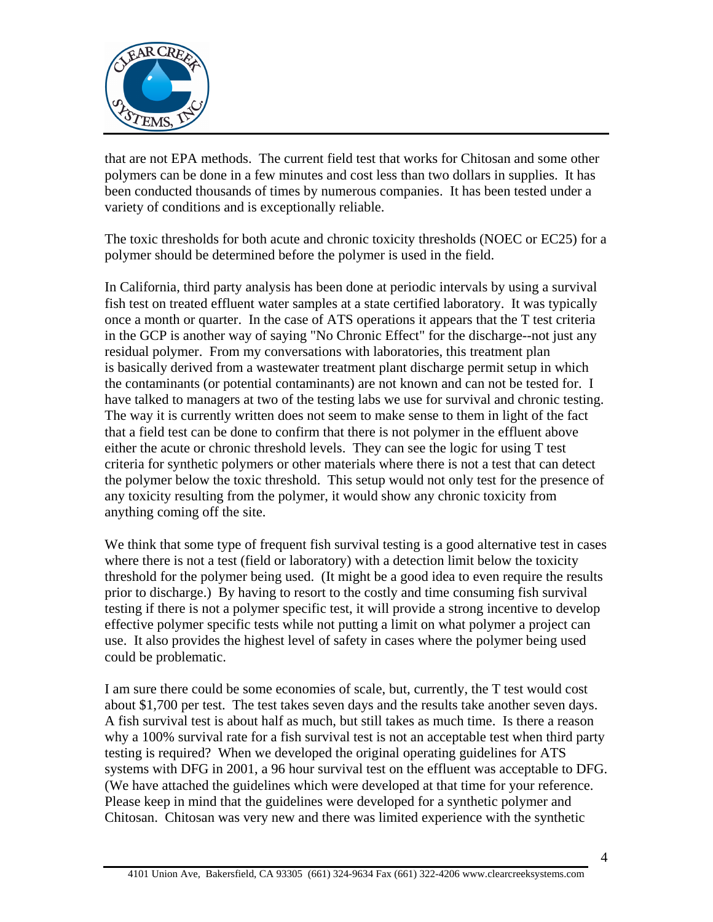that are not EPA methods. The current field test that works for Chitosan and some other polymers can be done in a few minutes and cost less than two dollars in supplies. It has been conducted thousands of times by numerous companies. It has been tested under a variety of conditions and is exceptionally reliable.

The toxic thresholds for both acute and chronic toxicity thresholds (NOEC or EC25) for a polymer should be determined before the polymer is used in the field.

In California, third party analysis has been done at periodic intervals by using a survival fish test on treated effluent water samples at a state certified laboratory. It was typically once a month or quarter. In the case of ATS operations it appears that the T test criteria in the GCP is another way of saying "No Chronic Effect" for the discharge--not just any residual polymer. From my conversations with laboratories, this treatment plan is basically derived from a wastewater treatment plant discharge permit setup in which the contaminants (or potential contaminants) are not known and can not be tested for. I have talked to managers at two of the testing labs we use for survival and chronic testing. The way it is currently written does not seem to make sense to them in light of the fact that a field test can be done to confirm that there is not polymer in the effluent above either the acute or chronic threshold levels. They can see the logic for using T test criteria for synthetic polymers or other materials where there is not a test that can detect the polymer below the toxic threshold. This setup would not only test for the presence of any toxicity resulting from the polymer, it would show any chronic toxicity from anything coming off the site.

We think that some type of frequent fish survival testing is a good alternative test in cases where there is not a test (field or laboratory) with a detection limit below the toxicity threshold for the polymer being used. (It might be a good idea to even require the results prior to discharge.) By having to resort to the costly and time consuming fish survival testing if there is not a polymer specific test, it will provide a strong incentive to develop effective polymer specific tests while not putting a limit on what polymer a project can use. It also provides the highest level of safety in cases where the polymer being used could be problematic.

I am sure there could be some economies of scale, but, currently, the T test would cost about $1,700 per test. The test takes seven days and the results take another seven days. A fish survival test is about half as much, but still takes as much time. Is there a reason why a 100% survival rate for a fish survival test is not an acceptable test when third party testing is required? When we developed the original operating guidelines for ATS systems with DFG in 2001, a 96 hour survival test on the effluent was acceptable to DFG. (We have attached the guidelines which were developed at that time for your reference. Please keep in mind that the guidelines were developed for a synthetic polymer and Chitosan. Chitosan was very new and there was limited experience with the synthetic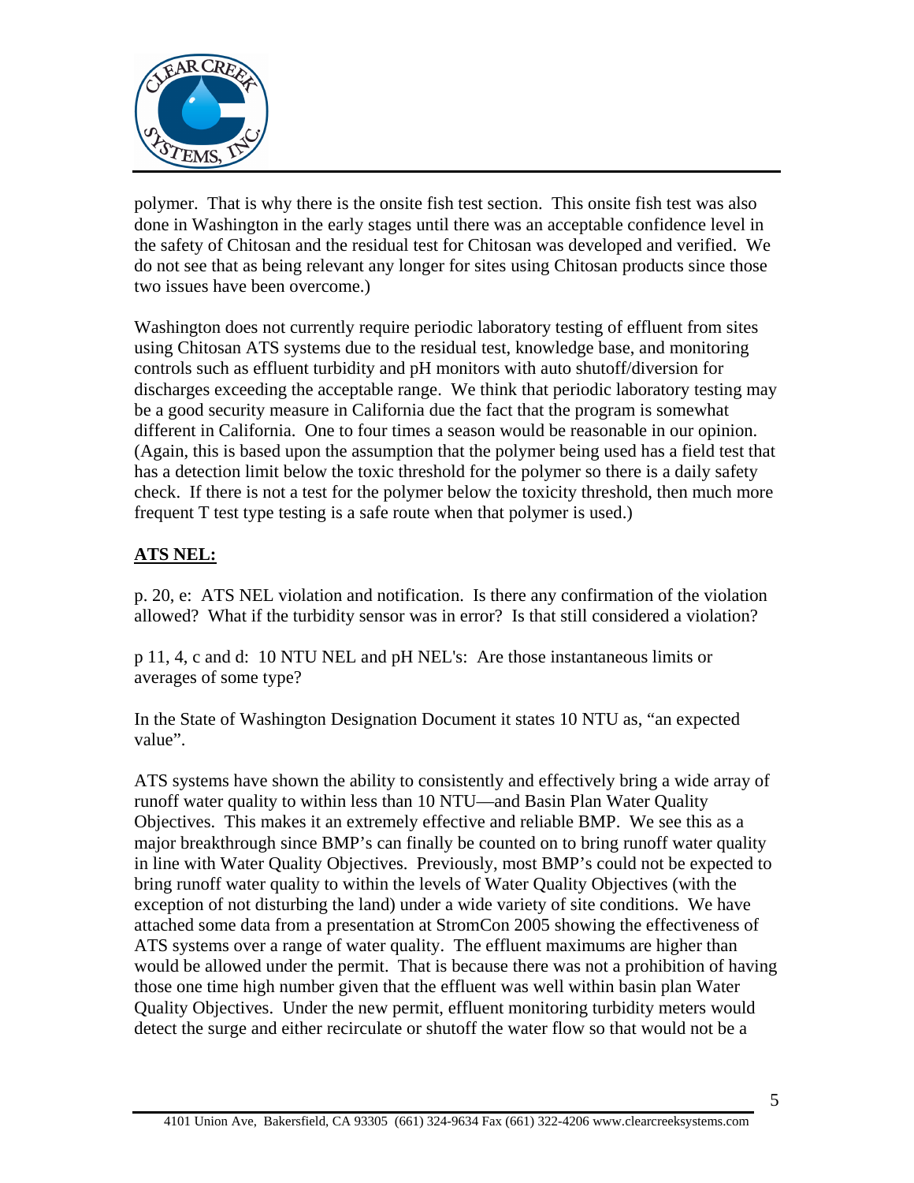polymer. That is why there is the onsite fish test section. This onsite fish test was also done in Washington in the early stages until there was an acceptable confidence level in the safety of Chitosan and the residual test for Chitosan was developed and verified. We do not see that as being relevant any longer for sites using Chitosan products since those two issues have been overcome.)

Washington does not currently require periodic laboratory testing of effluent from sites using Chitosan ATS systems due to the residual test, knowledge base, and monitoring controls such as effluent turbidity and pH monitors with auto shutoff/diversion for discharges exceeding the acceptable range. We think that periodic laboratory testing may be a good security measure in California due the fact that the program is somewhat different in California. One to four times a season would be reasonable in our opinion. (Again, this is based upon the assumption that the polymer being used has a field test that has a detection limit below the toxic threshold for the polymer so there is a daily safety check. If there is not a test for the polymer below the toxicity threshold, then much more frequent T test type testing is a safe route when that polymer is used.)

**ATS NEL:**

p. 20, e: ATS NEL violation and notification. Is there any confirmation of the violation allowed? What if the turbidity sensor was in error? Is that still considered a violation?

p 11, 4, c and d: 10 NTU NEL and pH NEL's: Are those instantaneous limits or averages of some type?

In the State of Washington Designation Document it states 10 NTU as, "an expected value".

ATS systems have shown the ability to consistently and effectively bring a wide array of runoff water quality to within less than 10 NTU—and Basin Plan Water Quality Objectives. This makes it an extremely effective and reliable BMP. We see this as a major breakthrough since BMP's can finally be counted on to bring runoff water quality in line with Water Quality Objectives. Previously, most BMP's could not be expected to bring runoff water quality to within the levels of Water Quality Objectives (with the exception of not disturbing the land) under a wide variety of site conditions. We have attached some data from a presentation at StromCon 2005 showing the effectiveness of ATS systems over a range of water quality. The effluent maximums are higher than would be allowed under the permit. That is because there was not a prohibition of having those one time high number given that the effluent was well within basin plan Water Quality Objectives. Under the new permit, effluent monitoring turbidity meters would detect the surge and either recirculate or shutoff the water flow so that would not be a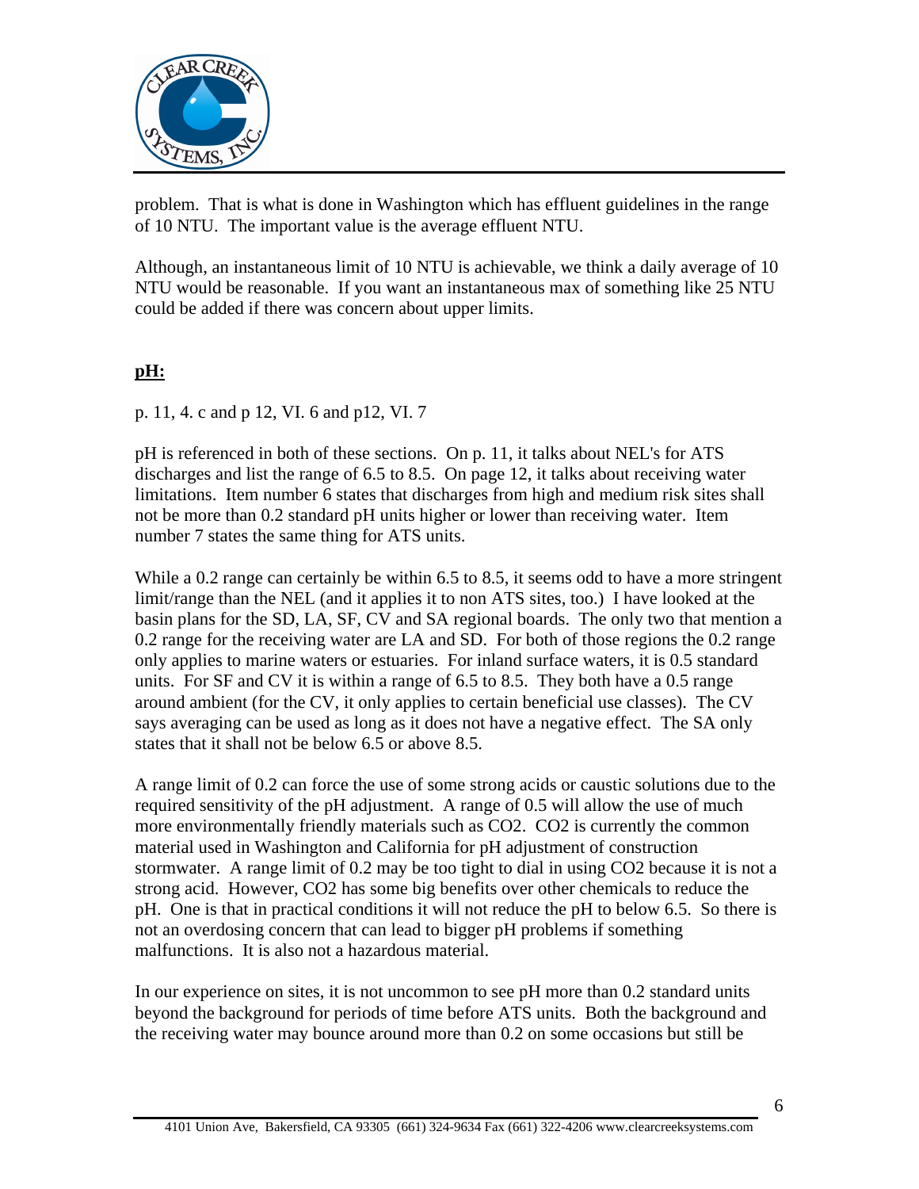problem. That is what is done in Washington which has effluent guidelines in the range of 10 NTU. The important value is the average effluent NTU.

Although, an instantaneous limit of 10 NTU is achievable, we think a daily average of 10 NTU would be reasonable. If you want an instantaneous max of something like 25 NTU could be added if there was concern about upper limits.

**pH:**

p. 11, 4. c and p 12, VI. 6 and p12, VI. 7

pH is referenced in both of these sections. On p. 11, it talks about NEL's for ATS discharges and list the range of 6.5 to 8.5. On page 12, it talks about receiving water limitations. Item number 6 states that discharges from high and medium risk sites shall not be more than 0.2 standard pH units higher or lower than receiving water. Item number 7 states the same thing for ATS units.

While a 0.2 range can certainly be within 6.5 to 8.5, it seems odd to have a more stringent limit/range than the NEL (and it applies it to non ATS sites, too.) I have looked at the basin plans for the SD, LA, SF, CV and SA regional boards. The only two that mention a 0.2 range for the receiving water are LA and SD. For both of those regions the 0.2 range only applies to marine waters or estuaries. For inland surface waters, it is 0.5 standard units. For SF and CV it is within a range of 6.5 to 8.5. They both have a 0.5 range around ambient (for the CV, it only applies to certain beneficial use classes). The CV says averaging can be used as long as it does not have a negative effect. The SA only states that it shall not be below 6.5 or above 8.5.

A range limit of 0.2 can force the use of some strong acids or caustic solutions due to the required sensitivity of the pH adjustment. A range of 0.5 will allow the use of much more environmentally friendly materials such as $CO_2$. $CO_2$ is currently the common material used in Washington and California for pH adjustment of construction stormwater. A range limit of 0.2 may be too tight to dial in using $CO_2$ because it is not a strong acid. However, $CO_2$ has some big benefits over other chemicals to reduce the pH. One is that in practical conditions it will not reduce the pH to below 6.5. So there is not an overdosing concern that can lead to bigger pH problems if something malfunctions. It is also not a hazardous material.

In our experience on sites, it is not uncommon to see pH more than 0.2 standard units beyond the background for periods of time before ATS units. Both the background and the receiving water may bounce around more than 0.2 on some occasions but still be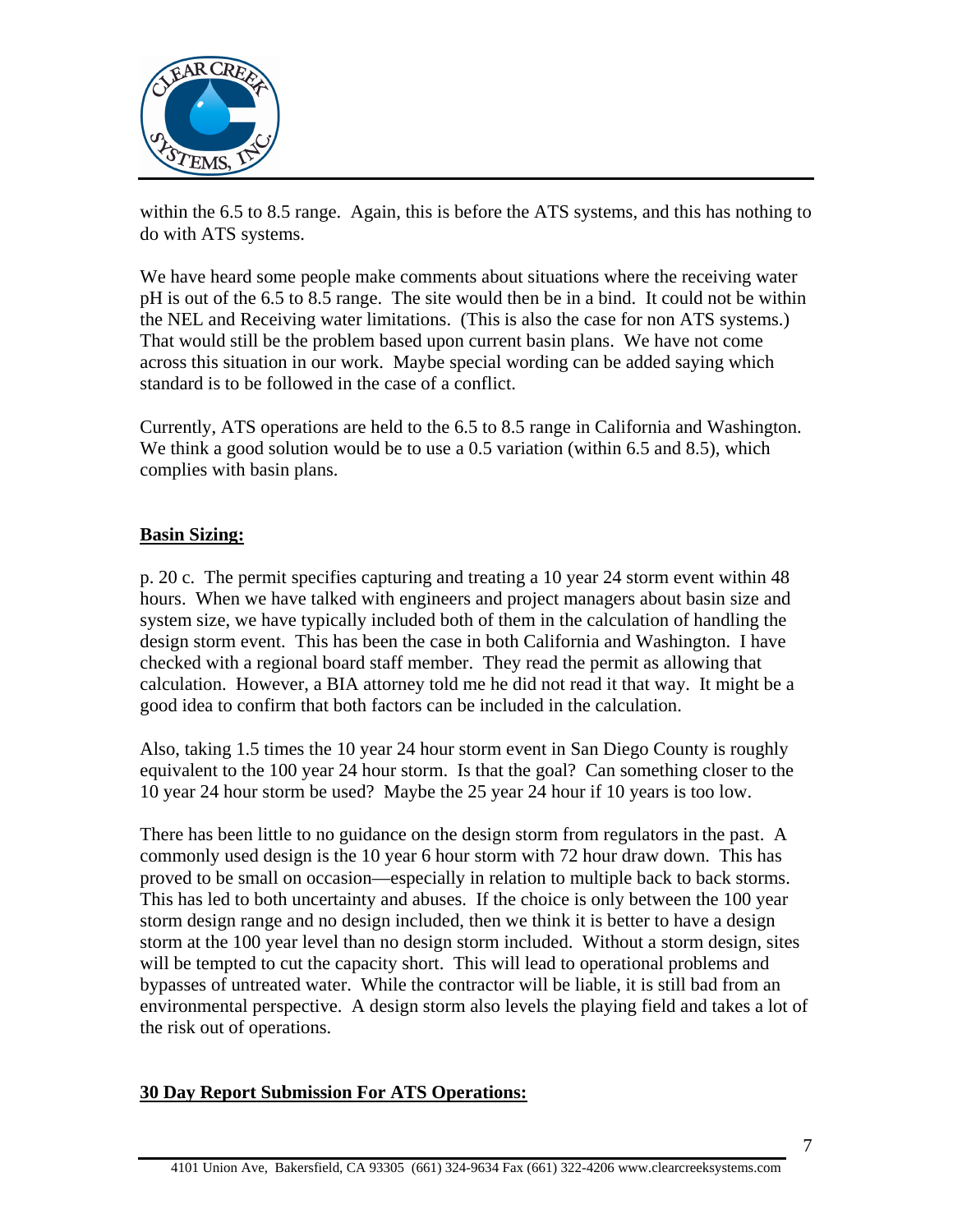within the 6.5 to 8.5 range. Again, this is before the ATS systems, and this has nothing to do with ATS systems.

We have heard some people make comments about situations where the receiving water pH is out of the 6.5 to 8.5 range. The site would then be in a bind. It could not be within the NEL and Receiving water limitations. (This is also the case for non ATS systems.) That would still be the problem based upon current basin plans. We have not come across this situation in our work. Maybe special wording can be added saying which standard is to be followed in the case of a conflict.

Currently, ATS operations are held to the 6.5 to 8.5 range in California and Washington. We think a good solution would be to use a 0.5 variation (within 6.5 and 8.5), which complies with basin plans.

**Basin Sizing:**

p. 20 c. The permit specifies capturing and treating a 10 year 24 storm event within 48 hours. When we have talked with engineers and project managers about basin size and system size, we have typically included both of them in the calculation of handling the design storm event. This has been the case in both California and Washington. I have checked with a regional board staff member. They read the permit as allowing that calculation. However, a BIA attorney told me he did not read it that way. It might be a good idea to confirm that both factors can be included in the calculation.

Also, taking 1.5 times the 10 year 24 hour storm event in San Diego County is roughly equivalent to the 100 year 24 hour storm. Is that the goal? Can something closer to the 10 year 24 hour storm be used? Maybe the 25 year 24 hour if 10 years is too low.

There has been little to no guidance on the design storm from regulators in the past. A commonly used design is the 10 year 6 hour storm with 72 hour draw down. This has proved to be small on occasion—especially in relation to multiple back to back storms. This has led to both uncertainty and abuses. If the choice is only between the 100 year storm design range and no design included, then we think it is better to have a design storm at the 100 year level than no design storm included. Without a storm design, sites will be tempted to cut the capacity short. This will lead to operational problems and bypasses of untreated water. While the contractor will be liable, it is still bad from an environmental perspective. A design storm also levels the playing field and takes a lot of the risk out of operations.

**30 Day Report Submission For ATS Operations:**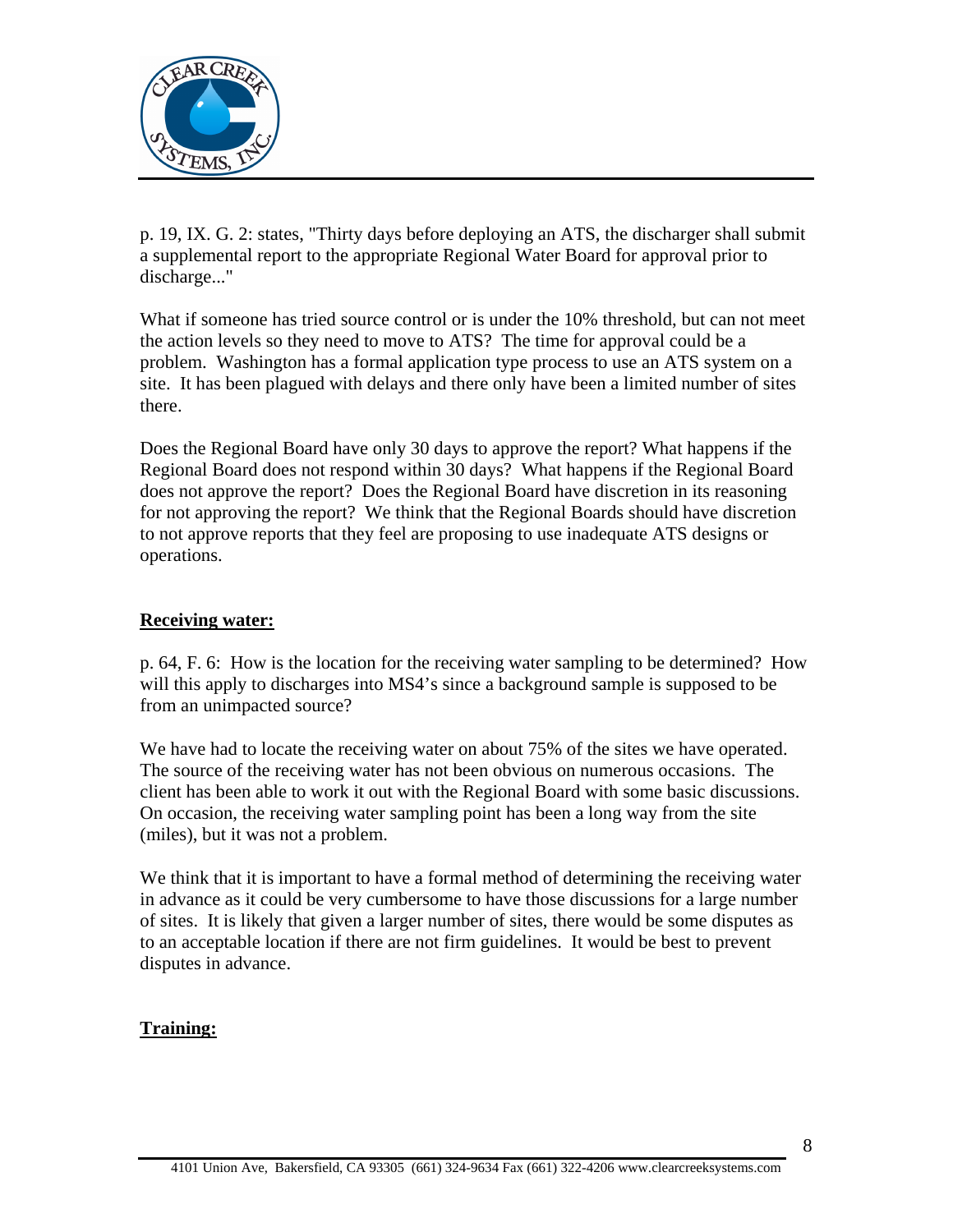p. 19, IX. G. 2: states, "Thirty days before deploying an ATS, the discharger shall submit a supplemental report to the appropriate Regional Water Board for approval prior to discharge..."

What if someone has tried source control or is under the 10% threshold, but can not meet the action levels so they need to move to ATS? The time for approval could be a problem. Washington has a formal application type process to use an ATS system on a site. It has been plagued with delays and there only have been a limited number of sites there.

Does the Regional Board have only 30 days to approve the report? What happens if the Regional Board does not respond within 30 days? What happens if the Regional Board does not approve the report? Does the Regional Board have discretion in its reasoning for not approving the report? We think that the Regional Boards should have discretion to not approve reports that they feel are proposing to use inadequate ATS designs or operations.

**<u>Receiving water:</u>**

p. 64, F. 6: How is the location for the receiving water sampling to be determined? How will this apply to discharges into MS4's since a background sample is supposed to be from an unimpacted source?

We have had to locate the receiving water on about 75% of the sites we have operated. The source of the receiving water has not been obvious on numerous occasions. The client has been able to work it out with the Regional Board with some basic discussions. On occasion, the receiving water sampling point has been a long way from the site (miles), but it was not a problem.

We think that it is important to have a formal method of determining the receiving water in advance as it could be very cumbersome to have those discussions for a large number of sites. It is likely that given a larger number of sites, there would be some disputes as to an acceptable location if there are not firm guidelines. It would be best to prevent disputes in advance.

**<u>Training:</u>**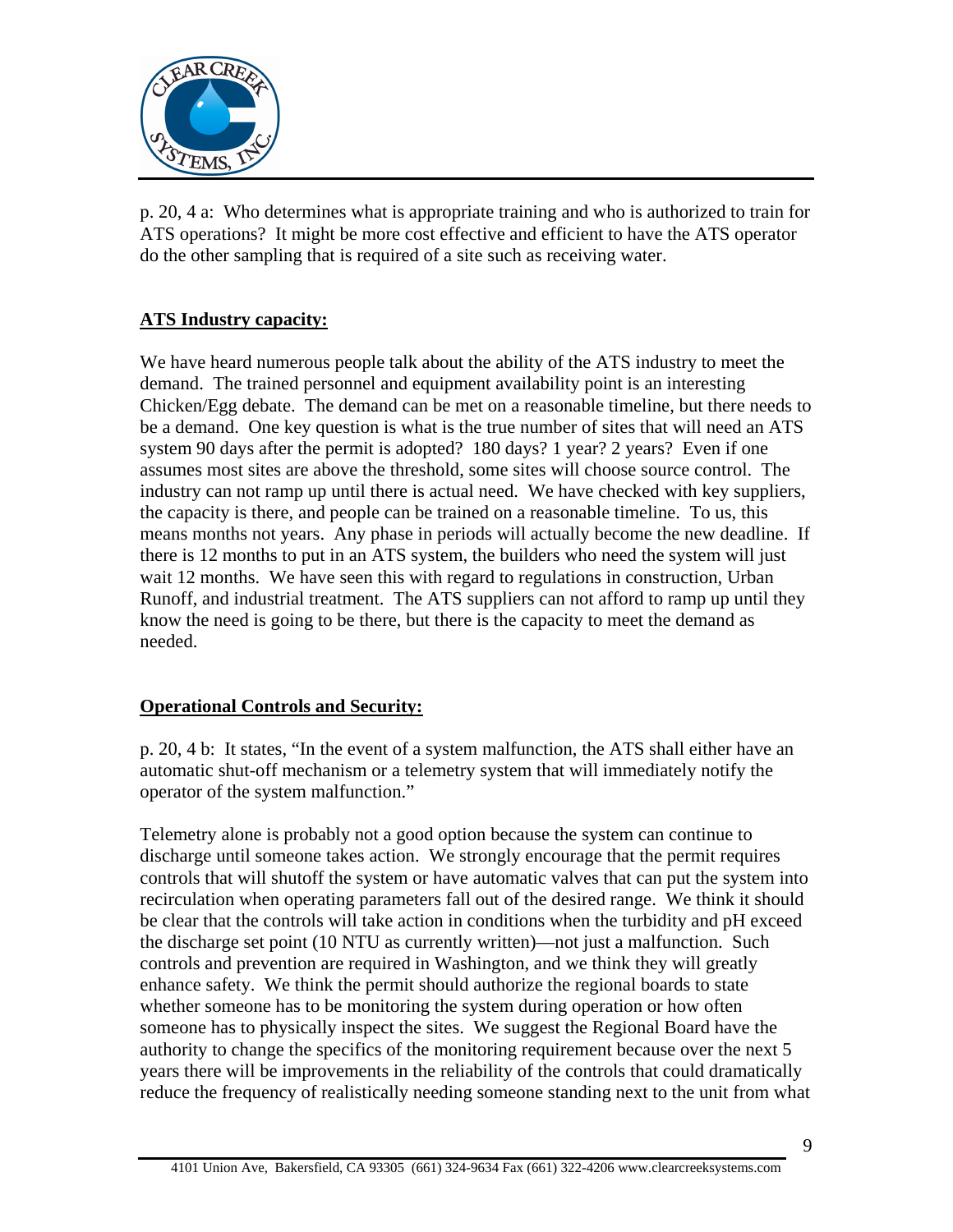p. 20, 4 a: Who determines what is appropriate training and who is authorized to train for ATS operations? It might be more cost effective and efficient to have the ATS operator do the other sampling that is required of a site such as receiving water.

**ATS Industry capacity:**

We have heard numerous people talk about the ability of the ATS industry to meet the demand. The trained personnel and equipment availability point is an interesting Chicken/Egg debate. The demand can be met on a reasonable timeline, but there needs to be a demand. One key question is what is the true number of sites that will need an ATS system 90 days after the permit is adopted? 180 days? 1 year? 2 years? Even if one assumes most sites are above the threshold, some sites will choose source control. The industry can not ramp up until there is actual need. We have checked with key suppliers, the capacity is there, and people can be trained on a reasonable timeline. To us, this means months not years. Any phase in periods will actually become the new deadline. If there is 12 months to put in an ATS system, the builders who need the system will just wait 12 months. We have seen this with regard to regulations in construction, Urban Runoff, and industrial treatment. The ATS suppliers can not afford to ramp up until they know the need is going to be there, but there is the capacity to meet the demand as needed.

**Operational Controls and Security:**

p. 20, 4 b: It states, "In the event of a system malfunction, the ATS shall either have an automatic shut-off mechanism or a telemetry system that will immediately notify the operator of the system malfunction."

Telemetry alone is probably not a good option because the system can continue to discharge until someone takes action. We strongly encourage that the permit requires controls that will shutoff the system or have automatic valves that can put the system into recirculation when operating parameters fall out of the desired range. We think it should be clear that the controls will take action in conditions when the turbidity and pH exceed the discharge set point (10 NTU as currently written)—not just a malfunction. Such controls and prevention are required in Washington, and we think they will greatly enhance safety. We think the permit should authorize the regional boards to state whether someone has to be monitoring the system during operation or how often someone has to physically inspect the sites. We suggest the Regional Board have the authority to change the specifics of the monitoring requirement because over the next 5 years there will be improvements in the reliability of the controls that could dramatically reduce the frequency of realistically needing someone standing next to the unit from what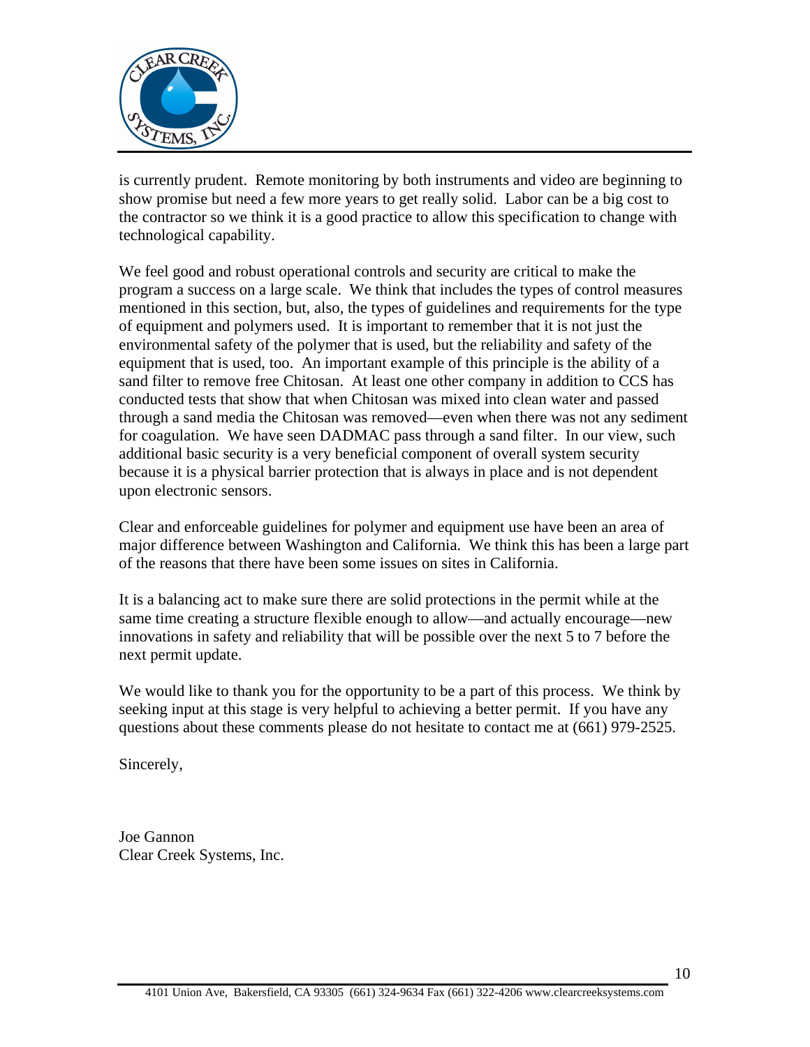is currently prudent. Remote monitoring by both instruments and video are beginning to show promise but need a few more years to get really solid. Labor can be a big cost to the contractor so we think it is a good practice to allow this specification to change with technological capability.

We feel good and robust operational controls and security are critical to make the program a success on a large scale. We think that includes the types of control measures mentioned in this section, but, also, the types of guidelines and requirements for the type of equipment and polymers used. It is important to remember that it is not just the environmental safety of the polymer that is used, but the reliability and safety of the equipment that is used, too. An important example of this principle is the ability of a sand filter to remove free Chitosan. At least one other company in addition to CCS has conducted tests that show that when Chitosan was mixed into clean water and passed through a sand media the Chitosan was removed—even when there was not any sediment for coagulation. We have seen DADMAC pass through a sand filter. In our view, such additional basic security is a very beneficial component of overall system security because it is a physical barrier protection that is always in place and is not dependent upon electronic sensors.

Clear and enforceable guidelines for polymer and equipment use have been an area of major difference between Washington and California. We think this has been a large part of the reasons that there have been some issues on sites in California.

It is a balancing act to make sure there are solid protections in the permit while at the same time creating a structure flexible enough to allow—and actually encourage—new innovations in safety and reliability that will be possible over the next 5 to 7 before the next permit update.

We would like to thank you for the opportunity to be a part of this process. We think by seeking input at this stage is very helpful to achieving a better permit. If you have any questions about these comments please do not hesitate to contact me at (661) 979-2525.

Sincerely,

Joe Gannon
Clear Creek Systems, Inc.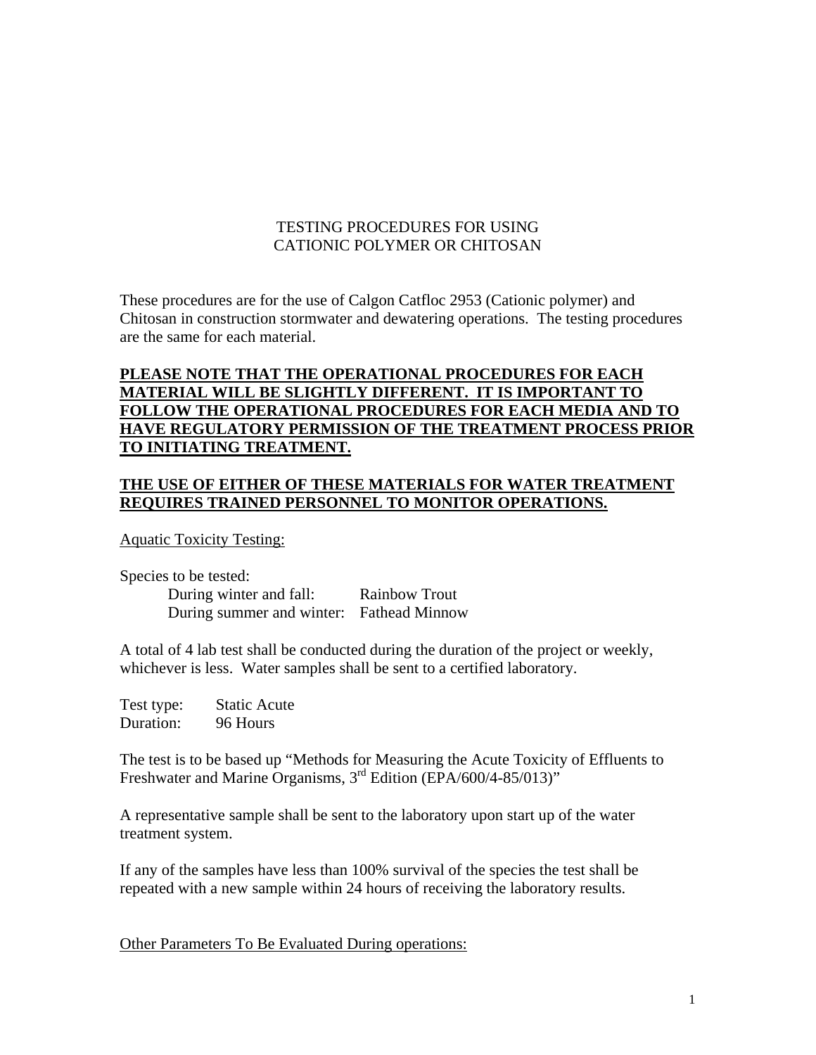# TESTING PROCEDURES FOR USING CATIONIC POLYMER OR CHITOSAN

These procedures are for the use of Calgon Catfloc 2953 (Cationic polymer) and Chitosan in construction stormwater and dewatering operations. The testing procedures are the same for each material.

**PLEASE NOTE THAT THE OPERATIONAL PROCEDURES FOR EACH MATERIAL WILL BE SLIGHTLY DIFFERENT. IT IS IMPORTANT TO FOLLOW THE OPERATIONAL PROCEDURES FOR EACH MEDIA AND TO HAVE REGULATORY PERMISSION OF THE TREATMENT PROCESS PRIOR TO INITIATING TREATMENT.**

**THE USE OF EITHER OF THESE MATERIALS FOR WATER TREATMENT REQUIRES TRAINED PERSONNEL TO MONITOR OPERATIONS.**

## Aquatic Toxicity Testing:

Species to be tested:

- During winter and fall: Rainbow Trout
- During summer and winter: Fathead Minnow

A total of 4 lab test shall be conducted during the duration of the project or weekly, whichever is less. Water samples shall be sent to a certified laboratory.

Test type: Static Acute
Duration: 96 Hours

The test is to be based up "Methods for Measuring the Acute Toxicity of Effluents to Freshwater and Marine Organisms, 3rd Edition (EPA/600/4-85/013)"

A representative sample shall be sent to the laboratory upon start up of the water treatment system.

If any of the samples have less than 100% survival of the species the test shall be repeated with a new sample within 24 hours of receiving the laboratory results.

## Other Parameters To Be Evaluated During operations: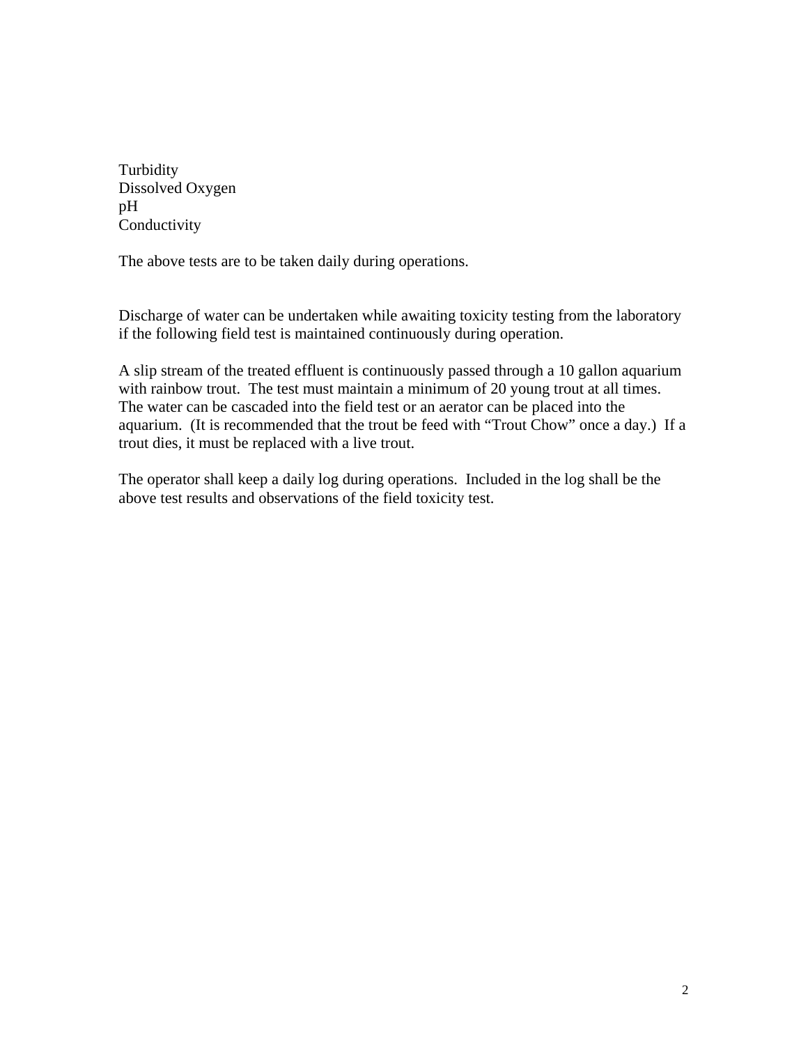Turbidity
Dissolved Oxygen
pH
Conductivity

The above tests are to be taken daily during operations.

Discharge of water can be undertaken while awaiting toxicity testing from the laboratory if the following field test is maintained continuously during operation.

A slip stream of the treated effluent is continuously passed through a 10 gallon aquarium with rainbow trout. The test must maintain a minimum of 20 young trout at all times. The water can be cascaded into the field test or an aerator can be placed into the aquarium. (It is recommended that the trout be feed with "Trout Chow" once a day.) If a trout dies, it must be replaced with a live trout.

The operator shall keep a daily log during operations. Included in the log shall be the above test results and observations of the field toxicity test.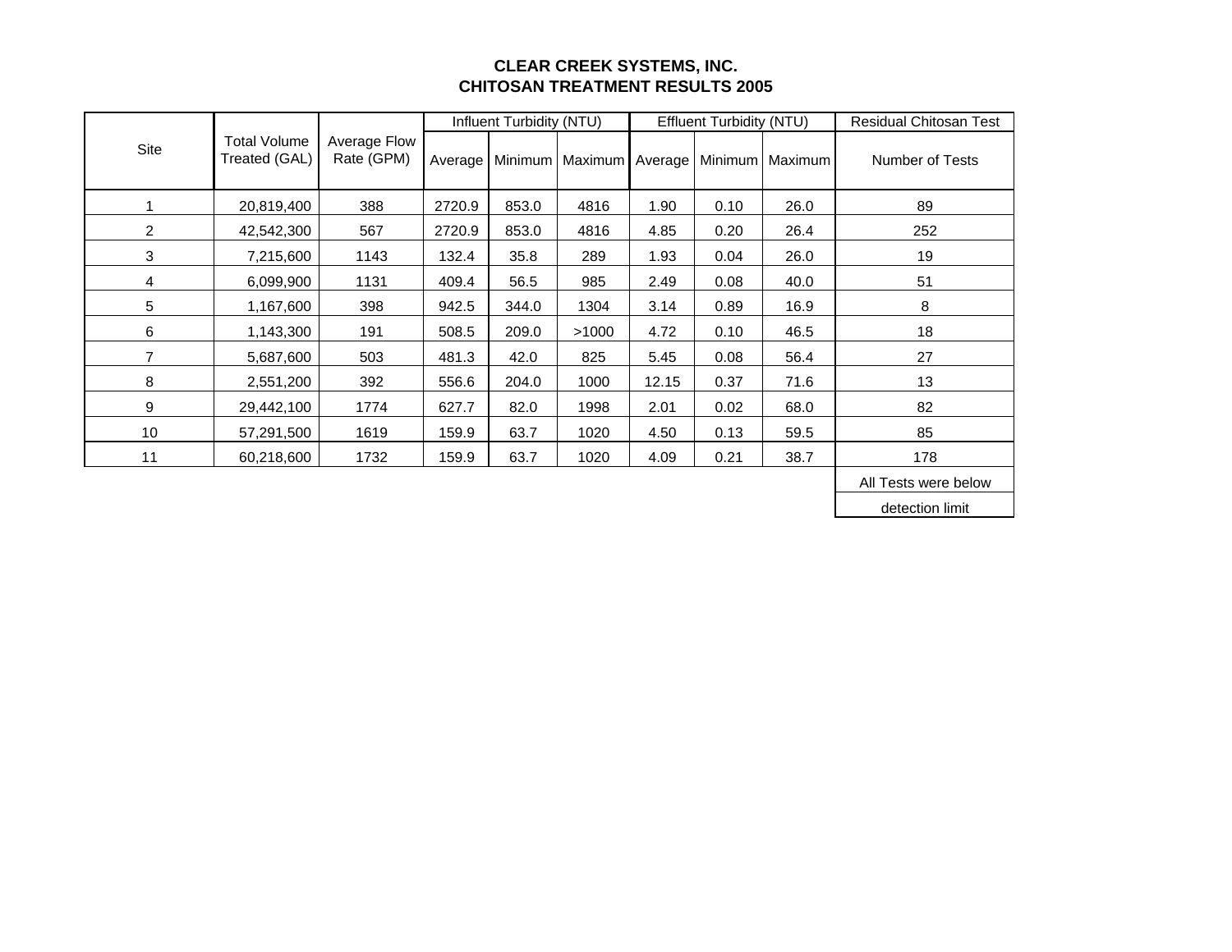**CLEAR CREEK SYSTEMS, INC.**
**CHITOSAN TREATMENT RESULTS 2005**

| Site | Total Volume Treated (GAL) | Average Flow Rate (GPM) | Influent Turbidity (NTU) | | | Effluent Turbidity (NTU) | | | Residual Chitosan Test |
|---|---|---|---|---|---|---|---|---|---|
| | | | Average | Minimum | Maximum | Average | Minimum | Maximum | Number of Tests |
| 1 | 20,819,400 | 388 | 2720.9 | 853.0 | 4816 | 1.90 | 0.10 | 26.0 | 89 |
| 2 | 42,542,300 | 567 | 2720.9 | 853.0 | 4816 | 4.85 | 0.20 | 26.4 | 252 |
| 3 | 7,215,600 | 1143 | 132.4 | 35.8 | 289 | 1.93 | 0.04 | 26.0 | 19 |
| 4 | 6,099,900 | 1131 | 409.4 | 56.5 | 985 | 2.49 | 0.08 | 40.0 | 51 |
| 5 | 1,167,600 | 398 | 942.5 | 344.0 | 1304 | 3.14 | 0.89 | 16.9 | 8 |
| 6 | 1,143,300 | 191 | 508.5 | 209.0 | >1000 | 4.72 | 0.10 | 46.5 | 18 |
| 7 | 5,687,600 | 503 | 481.3 | 42.0 | 825 | 5.45 | 0.08 | 56.4 | 27 |
| 8 | 2,551,200 | 392 | 556.6 | 204.0 | 1000 | 12.15 | 0.37 | 71.6 | 13 |
| 9 | 29,442,100 | 1774 | 627.7 | 82.0 | 1998 | 2.01 | 0.02 | 68.0 | 82 |
| 10 | 57,291,500 | 1619 | 159.9 | 63.7 | 1020 | 4.50 | 0.13 | 59.5 | 85 |
| 11 | 60,218,600 | 1732 | 159.9 | 63.7 | 1020 | 4.09 | 0.21 | 38.7 | 178 |
| | | | | | | | | | All Tests were below detection limit |